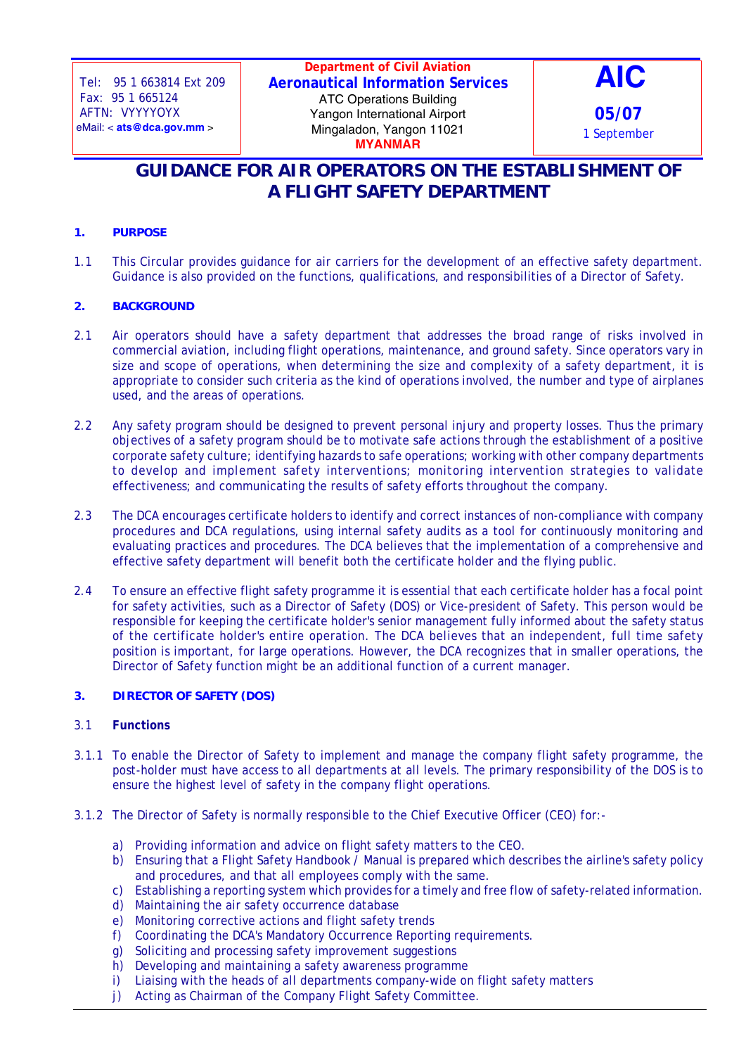Tel: 95 1 663814 Ext 209
Fax: 95 1 665124
AFTN: VYYYYOYX
eMail: < **ats@dca.gov.mm** >

**Department of Civil Aviation**
**Aeronautical Information Services**
ATC Operations Building
Yangon International Airport
Mingaladon, Yangon 11021
**MYANMAR**

**AIC**
**05/07**
1 September

# GUIDANCE FOR AIR OPERATORS ON THE ESTABLISHMENT OF A FLIGHT SAFETY DEPARTMENT

## 1. PURPOSE

1.1 This Circular provides guidance for air carriers for the development of an effective safety department. Guidance is also provided on the functions, qualifications, and responsibilities of a Director of Safety.

## 2. BACKGROUND

2.1 Air operators should have a safety department that addresses the broad range of risks involved in commercial aviation, including flight operations, maintenance, and ground safety. Since operators vary in size and scope of operations, when determining the size and complexity of a safety department, it is appropriate to consider such criteria as the kind of operations involved, the number and type of airplanes used, and the areas of operations.

2.2 Any safety program should be designed to prevent personal injury and property losses. Thus the primary objectives of a safety program should be to motivate safe actions through the establishment of a positive corporate safety culture; identifying hazards to safe operations; working with other company departments to develop and implement safety interventions; monitoring intervention strategies to validate effectiveness; and communicating the results of safety efforts throughout the company.

2.3 The DCA encourages certificate holders to identify and correct instances of non-compliance with company procedures and DCA regulations, using internal safety audits as a tool for continuously monitoring and evaluating practices and procedures. The DCA believes that the implementation of a comprehensive and effective safety department will benefit both the certificate holder and the flying public.

2.4 To ensure an effective flight safety programme it is essential that each certificate holder has a focal point for safety activities, such as a Director of Safety (DOS) or Vice-president of Safety. This person would be responsible for keeping the certificate holder's senior management fully informed about the safety status of the certificate holder's entire operation. The DCA believes that an independent, full time safety position is important, for large operations. However, the DCA recognizes that in smaller operations, the Director of Safety function might be an additional function of a current manager.

## 3. DIRECTOR OF SAFETY (DOS)

### 3.1 Functions

3.1.1 To enable the Director of Safety to implement and manage the company flight safety programme, the post-holder must have access to all departments at all levels. The primary responsibility of the DOS is to ensure the highest level of safety in the company flight operations.

3.1.2 The Director of Safety is normally responsible to the Chief Executive Officer (CEO) for:-

a) Providing information and advice on flight safety matters to the CEO.
b) Ensuring that a Flight Safety Handbook / Manual is prepared which describes the airline's safety policy and procedures, and that all employees comply with the same.
c) Establishing a reporting system which provides for a timely and free flow of safety-related information.
d) Maintaining the air safety occurrence database
e) Monitoring corrective actions and flight safety trends
f) Coordinating the DCA's Mandatory Occurrence Reporting requirements.
g) Soliciting and processing safety improvement suggestions
h) Developing and maintaining a safety awareness programme
i) Liaising with the heads of all departments company-wide on flight safety matters
j) Acting as Chairman of the Company Flight Safety Committee.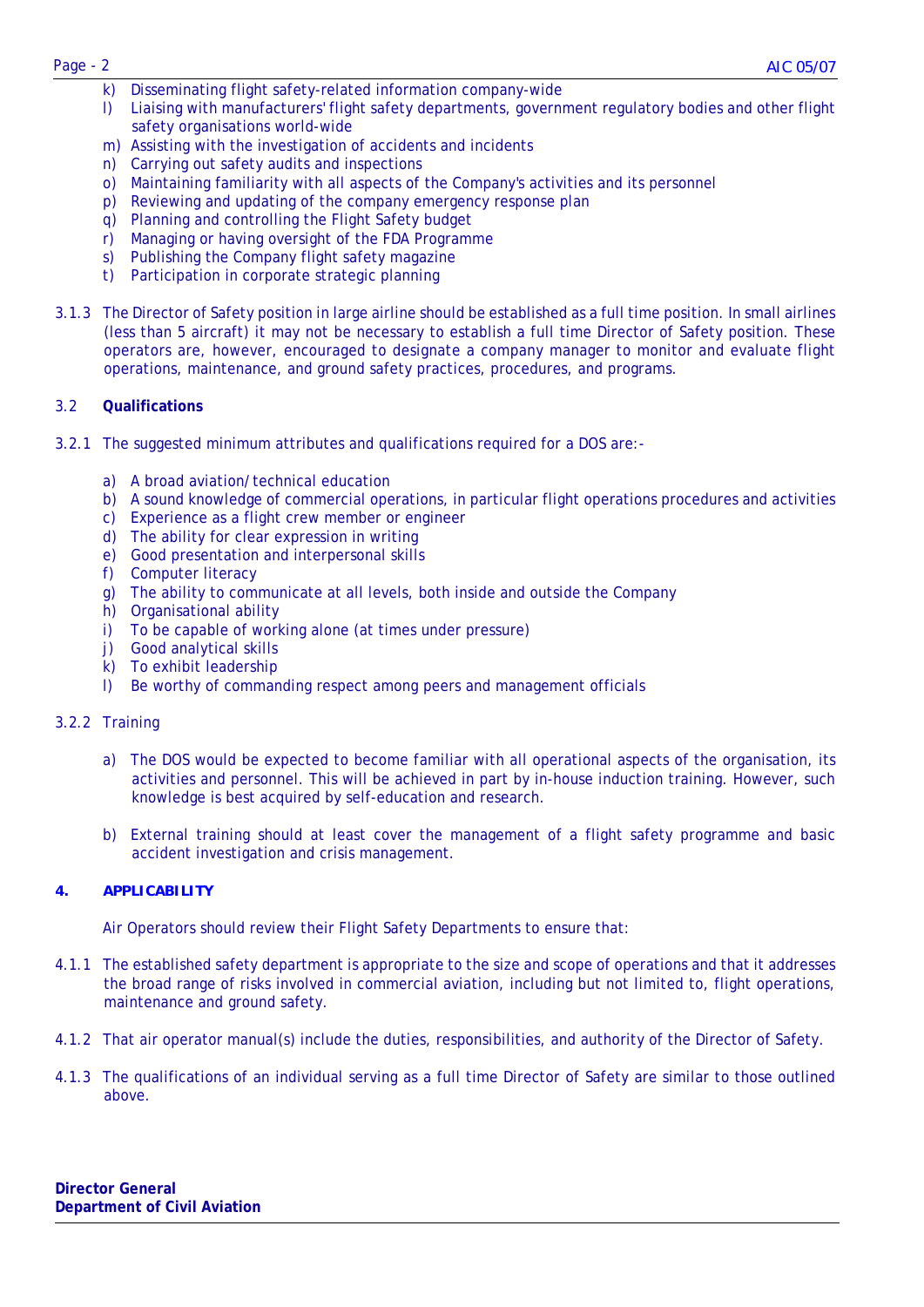k) Disseminating flight safety-related information company-wide
l) Liaising with manufacturers' flight safety departments, government regulatory bodies and other flight safety organisations world-wide
m) Assisting with the investigation of accidents and incidents
n) Carrying out safety audits and inspections
o) Maintaining familiarity with all aspects of the Company's activities and its personnel
p) Reviewing and updating of the company emergency response plan
q) Planning and controlling the Flight Safety budget
r) Managing or having oversight of the FDA Programme
s) Publishing the Company flight safety magazine
t) Participation in corporate strategic planning

3.1.3 The Director of Safety position in large airline should be established as a full time position. In small airlines (less than 5 aircraft) it may not be necessary to establish a full time Director of Safety position. These operators are, however, encouraged to designate a company manager to monitor and evaluate flight operations, maintenance, and ground safety practices, procedures, and programs.

3.2 **Qualifications**

3.2.1 The suggested minimum attributes and qualifications required for a DOS are:-

a) A broad aviation/technical education
b) A sound knowledge of commercial operations, in particular flight operations procedures and activities
c) Experience as a flight crew member or engineer
d) The ability for clear expression in writing
e) Good presentation and interpersonal skills
f) Computer literacy
g) The ability to communicate at all levels, both inside and outside the Company
h) Organisational ability
i) To be capable of working alone (at times under pressure)
j) Good analytical skills
k) To exhibit leadership
l) Be worthy of commanding respect among peers and management officials

3.2.2 Training

a) The DOS would be expected to become familiar with all operational aspects of the organisation, its activities and personnel. This will be achieved in part by in-house induction training. However, such knowledge is best acquired by self-education and research.

b) External training should at least cover the management of a flight safety programme and basic accident investigation and crisis management.

## 4. APPLICABILITY

Air Operators should review their Flight Safety Departments to ensure that:

4.1.1 The established safety department is appropriate to the size and scope of operations and that it addresses the broad range of risks involved in commercial aviation, including but not limited to, flight operations, maintenance and ground safety.

4.1.2 That air operator manual(s) include the duties, responsibilities, and authority of the Director of Safety.

4.1.3 The qualifications of an individual serving as a full time Director of Safety are similar to those outlined above.

**Director General**
**Department of Civil Aviation**